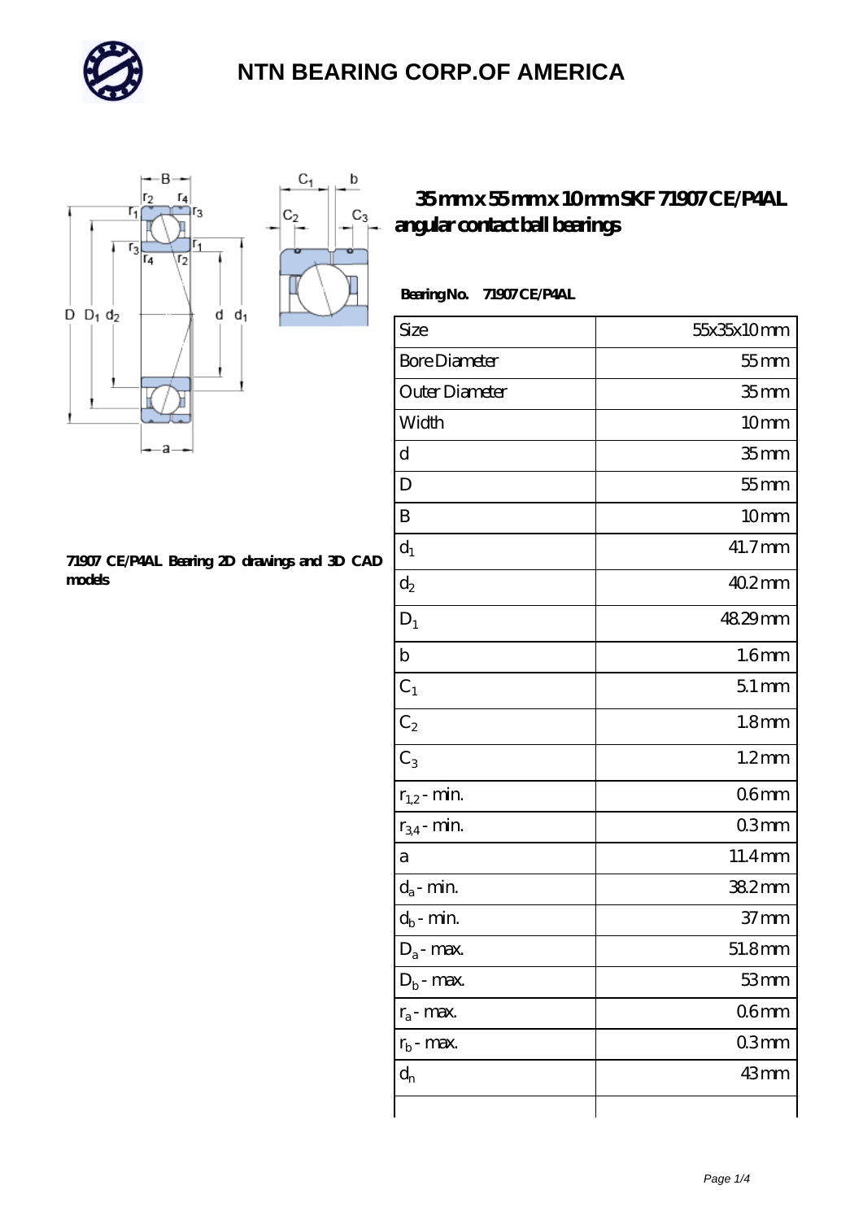# NTN BEARING CORP.OF AMERICA

## 35 mm x 55 mm x 10 mm SKF 71907 CE/P4AL angular contact ball bearings

**Bearing No.** 71907 CE/P4AL

| Size | 55x35x10 mm |
|---|---|
| Bore Diameter | 55 mm |
| Outer Diameter | 35 mm |
| Width | 10 mm |
| d | 35 mm |
| D | 55 mm |
| B | 10 mm |
| $d_1$ | 41.7 mm |
| $d_2$ | 40.2 mm |
| $D_1$ | 48.29 mm |
| b | 1.6 mm |
| $C_1$ | 5.1 mm |
| $C_2$ | 1.8 mm |
| $C_3$ | 1.2 mm |
| $r_{1,2}$ - min. | 0.6 mm |
| $r_{3,4}$ - min. | 0.3 mm |
| a | 11.4 mm |
| $d_a$ - min. | 38.2 mm |
| $d_b$ - min. | 37 mm |
| $D_a$ - max. | 51.8 mm |
| $D_b$ - max. | 53 mm |
| $r_a$ - max. | 0.6 mm |
| $r_b$ - max. | 0.3 mm |
| $d_n$ | 43 mm |

71907 CE/P4AL Bearing 2D drawings and 3D CAD models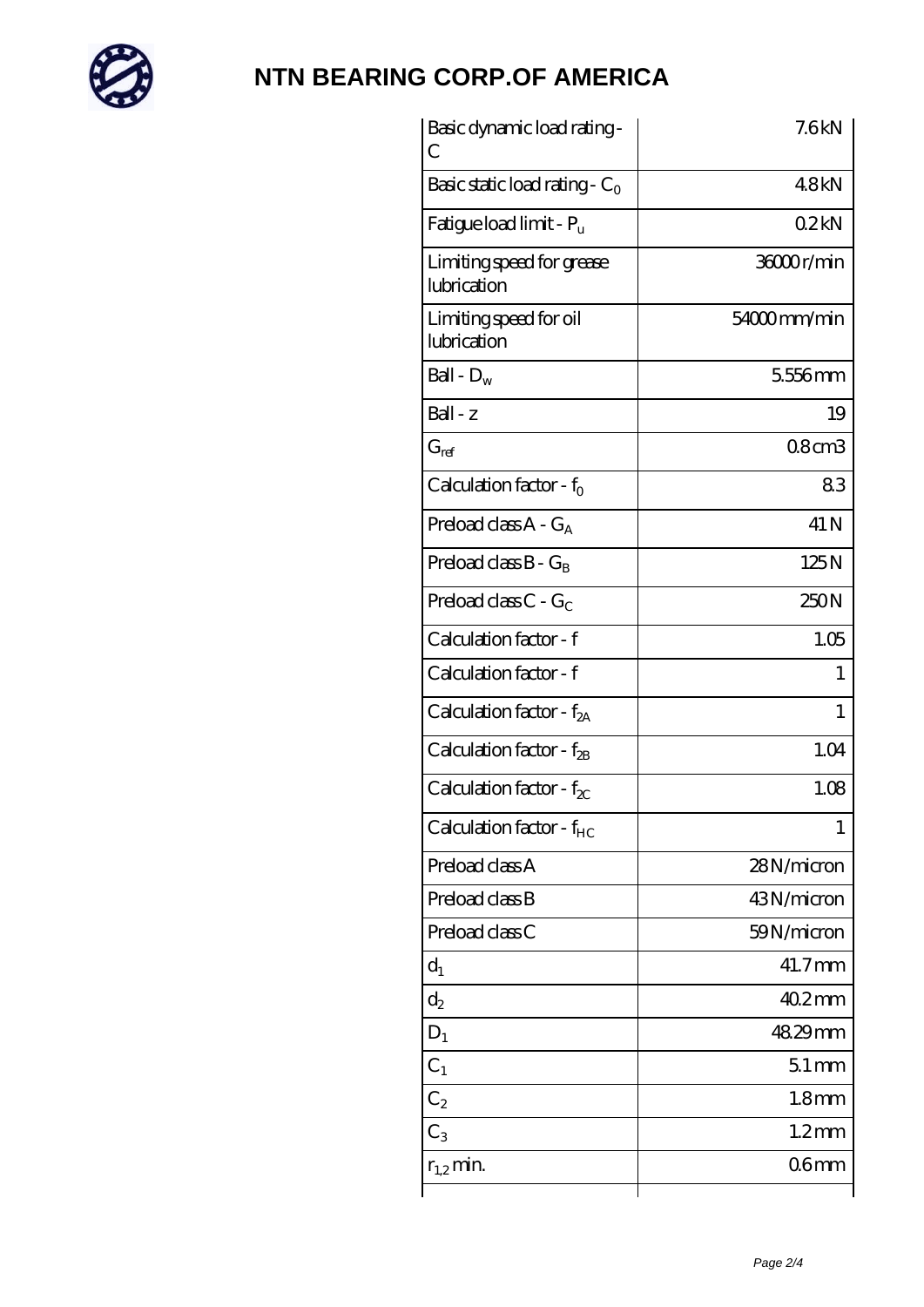# NTN BEARING CORP.OF AMERICA

| | |
|---|---|
| Basic dynamic load rating - C | 7.6 kN |
| Basic static load rating - $C_0$ | 4.8 kN |
| Fatigue load limit - $P_u$ | 0.2 kN |
| Limiting speed for grease lubrication | 36000 r/min |
| Limiting speed for oil lubrication | 54000 mm/min |
| Ball - $D_w$ | 5.556 mm |
| Ball - z | 19 |
| $G_{ref}$ | 0.8 cm3 |
| Calculation factor - $f_0$ | 8.3 |
| Preload class A - $G_A$ | 41 N |
| Preload class B - $G_B$ | 125 N |
| Preload class C - $G_C$ | 250 N |
| Calculation factor - f | 1.05 |
| Calculation factor - f | 1 |
| Calculation factor - $f_{2A}$ | 1 |
| Calculation factor - $f_{2B}$ | 1.04 |
| Calculation factor - $f_{2C}$ | 1.08 |
| Calculation factor - $f_{HC}$ | 1 |
| Preload class A | 28 N/micron |
| Preload class B | 43 N/micron |
| Preload class C | 59 N/micron |
| $d_1$ | 41.7 mm |
| $d_2$ | 40.2 mm |
| $D_1$ | 48.29 mm |
| $C_1$ | 5.1 mm |
| $C_2$ | 1.8 mm |
| $C_3$ | 1.2 mm |
| $r_{1,2}$ min. | 0.6 mm |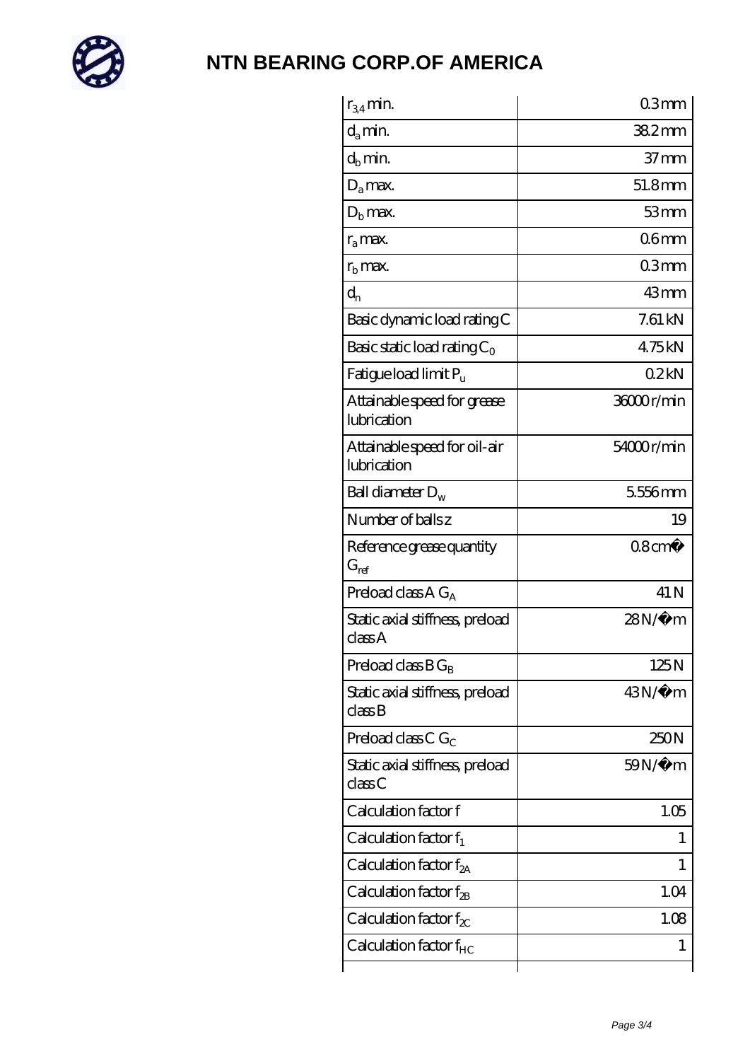# NTN BEARING CORP.OF AMERICA

| | |
|---|---|
| $r_{3,4}$ min. | 0.3 mm |
| $d_a$ min. | 38.2 mm |
| $d_b$ min. | 37 mm |
| $D_a$ max. | 51.8 mm |
| $D_b$ max. | 53 mm |
| $r_a$ max. | 0.6 mm |
| $r_b$ max. | 0.3 mm |
| $d_n$ | 43 mm |
| Basic dynamic load rating C | 7.61 kN |
| Basic static load rating $C_0$ | 4.75 kN |
| Fatigue load limit $P_u$ | 0.2 kN |
| Attainable speed for grease lubrication | 36000 r/min |
| Attainable speed for oil-air lubrication | 54000 r/min |
| Ball diameter $D_w$ | 5.556 mm |
| Number of balls z | 19 |
| Reference grease quantity $G_{ref}$ | 0.8 cm³ |
| Preload class A $G_A$ | 41 N |
| Static axial stiffness, preload class A | 28 N/µm |
| Preload class B $G_B$ | 125 N |
| Static axial stiffness, preload class B | 43 N/µm |
| Preload class C $G_C$ | 250 N |
| Static axial stiffness, preload class C | 59 N/µm |
| Calculation factor f | 1.05 |
| Calculation factor $f_1$ | 1 |
| Calculation factor $f_{2A}$ | 1 |
| Calculation factor $f_{2B}$ | 1.04 |
| Calculation factor $f_{2C}$ | 1.08 |
| Calculation factor $f_{HC}$ | 1 |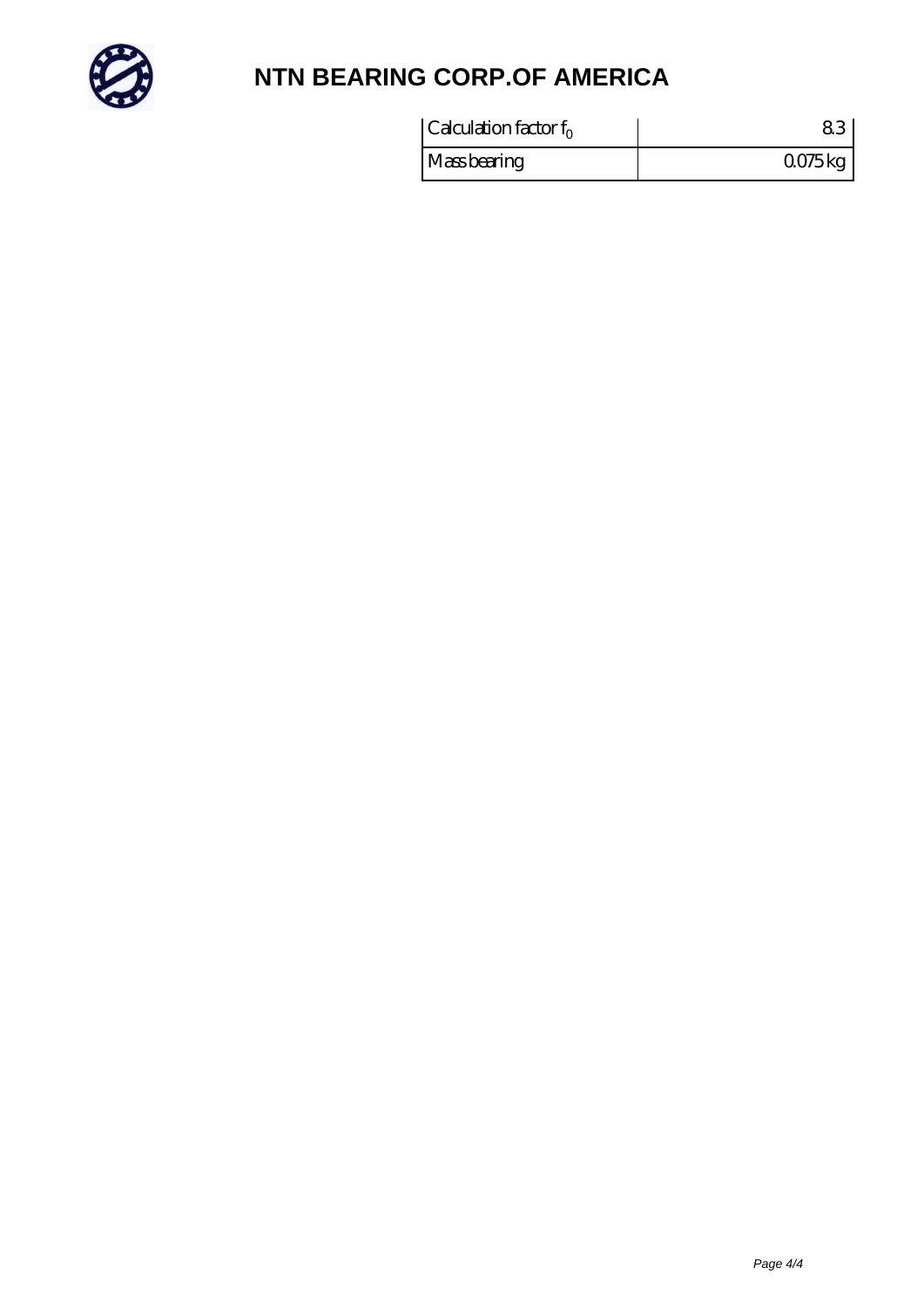| | |
|---|---|
| Calculation factor $f_0$ | 8.3 |
| Mass bearing | 0.075 kg |